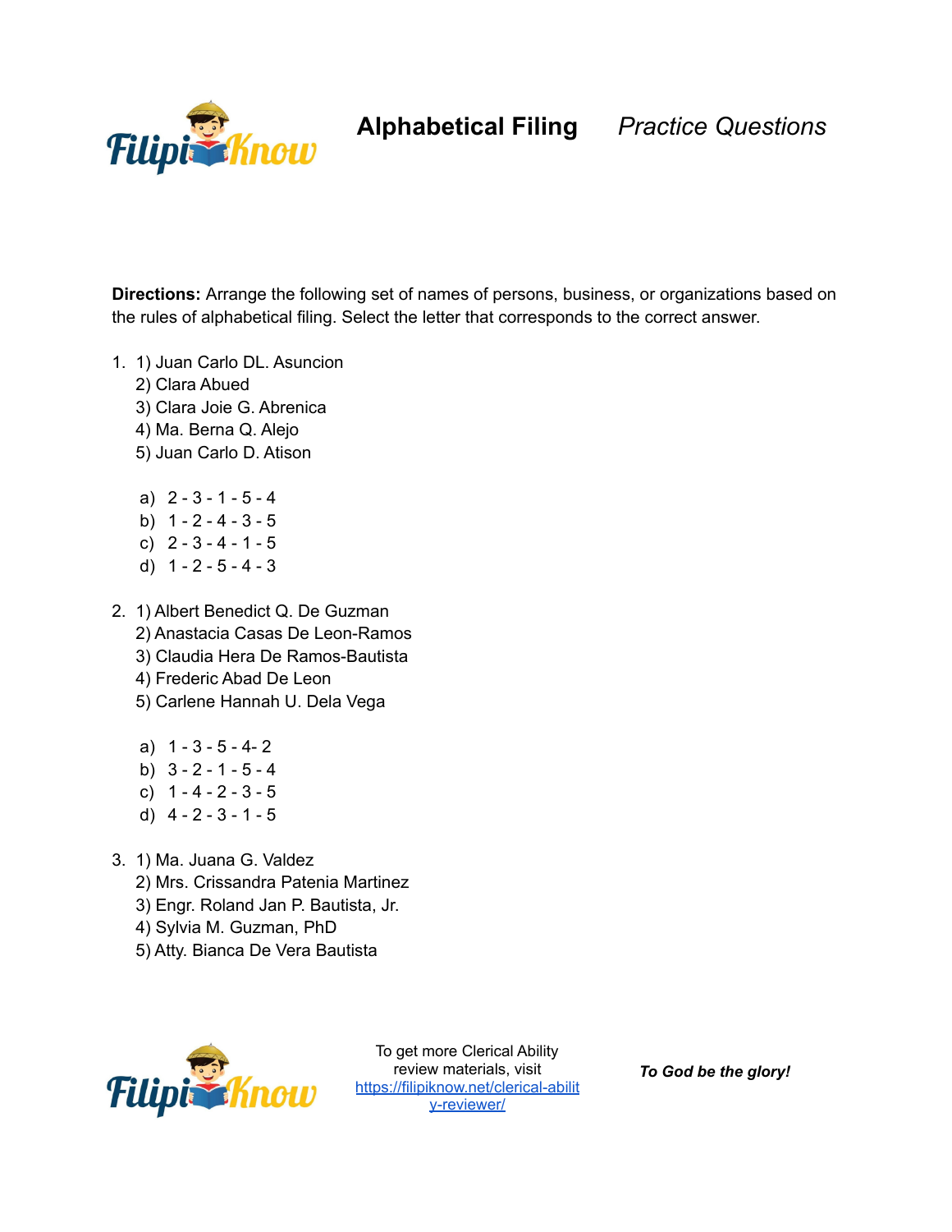# Alphabetical Filing *Practice Questions*

**Directions:** Arrange the following set of names of persons, business, or organizations based on the rules of alphabetical filing. Select the letter that corresponds to the correct answer.

1. 1) Juan Carlo DL. Asuncion
   2) Clara Abued
   3) Clara Joie G. Abrenica
   4) Ma. Berna Q. Alejo
   5) Juan Carlo D. Atison

   a) 2 - 3 - 1 - 5 - 4
   b) 1 - 2 - 4 - 3 - 5
   c) 2 - 3 - 4 - 1 - 5
   d) 1 - 2 - 5 - 4 - 3

2. 1) Albert Benedict Q. De Guzman
   2) Anastacia Casas De Leon-Ramos
   3) Claudia Hera De Ramos-Bautista
   4) Frederic Abad De Leon
   5) Carlene Hannah U. Dela Vega

   a) 1 - 3 - 5 - 4- 2
   b) 3 - 2 - 1 - 5 - 4
   c) 1 - 4 - 2 - 3 - 5
   d) 4 - 2 - 3 - 1 - 5

3. 1) Ma. Juana G. Valdez
   2) Mrs. Crissandra Patenia Martinez
   3) Engr. Roland Jan P. Bautista, Jr.
   4) Sylvia M. Guzman, PhD
   5) Atty. Bianca De Vera Bautista

To get more Clerical Ability review materials, visit https://filipiknow.net/clerical-ability-reviewer/

***To God be the glory!***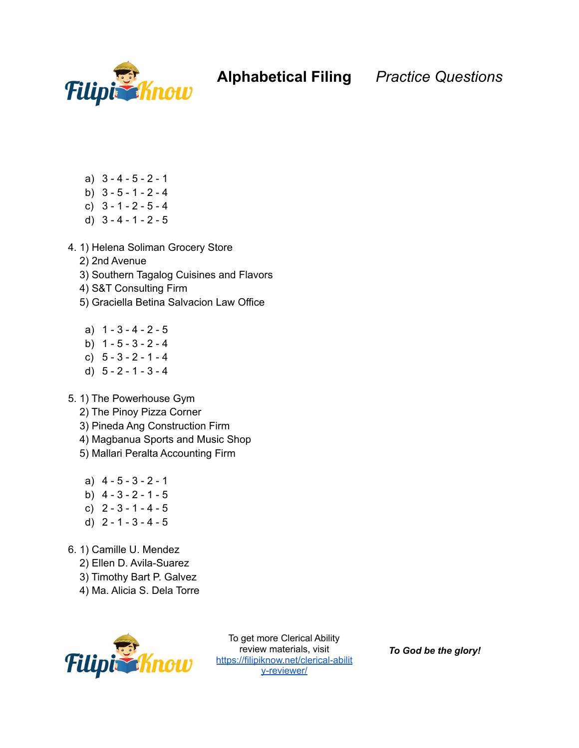a) 3 - 4 - 5 - 2 - 1
b) 3 - 5 - 1 - 2 - 4
c) 3 - 1 - 2 - 5 - 4
d) 3 - 4 - 1 - 2 - 5

4. 1) Helena Soliman Grocery Store
   2) 2nd Avenue
   3) Southern Tagalog Cuisines and Flavors
   4) S&T Consulting Firm
   5) Graciella Betina Salvacion Law Office

   a) 1 - 3 - 4 - 2 - 5
   b) 1 - 5 - 3 - 2 - 4
   c) 5 - 3 - 2 - 1 - 4
   d) 5 - 2 - 1 - 3 - 4

5. 1) The Powerhouse Gym
   2) The Pinoy Pizza Corner
   3) Pineda Ang Construction Firm
   4) Magbanua Sports and Music Shop
   5) Mallari Peralta Accounting Firm

   a) 4 - 5 - 3 - 2 - 1
   b) 4 - 3 - 2 - 1 - 5
   c) 2 - 3 - 1 - 4 - 5
   d) 2 - 1 - 3 - 4 - 5

6. 1) Camille U. Mendez
   2) Ellen D. Avila-Suarez
   3) Timothy Bart P. Galvez
   4) Ma. Alicia S. Dela Torre

To get more Clerical Ability review materials, visit https://filipiknow.net/clerical-ability-reviewer/

***To God be the glory!***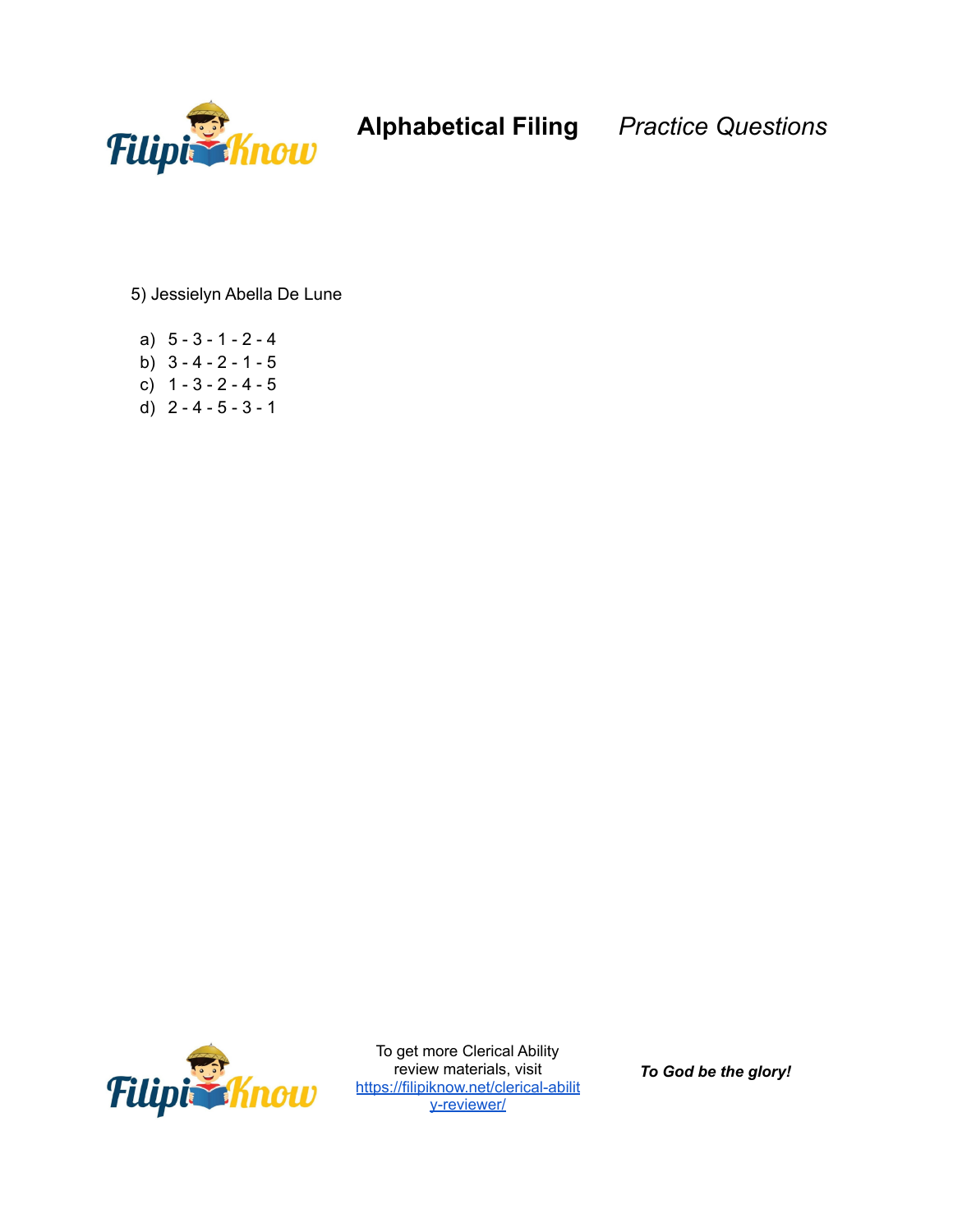5) Jessielyn Abella De Lune

a) 5 - 3 - 1 - 2 - 4
b) 3 - 4 - 2 - 1 - 5
c) 1 - 3 - 2 - 4 - 5
d) 2 - 4 - 5 - 3 - 1